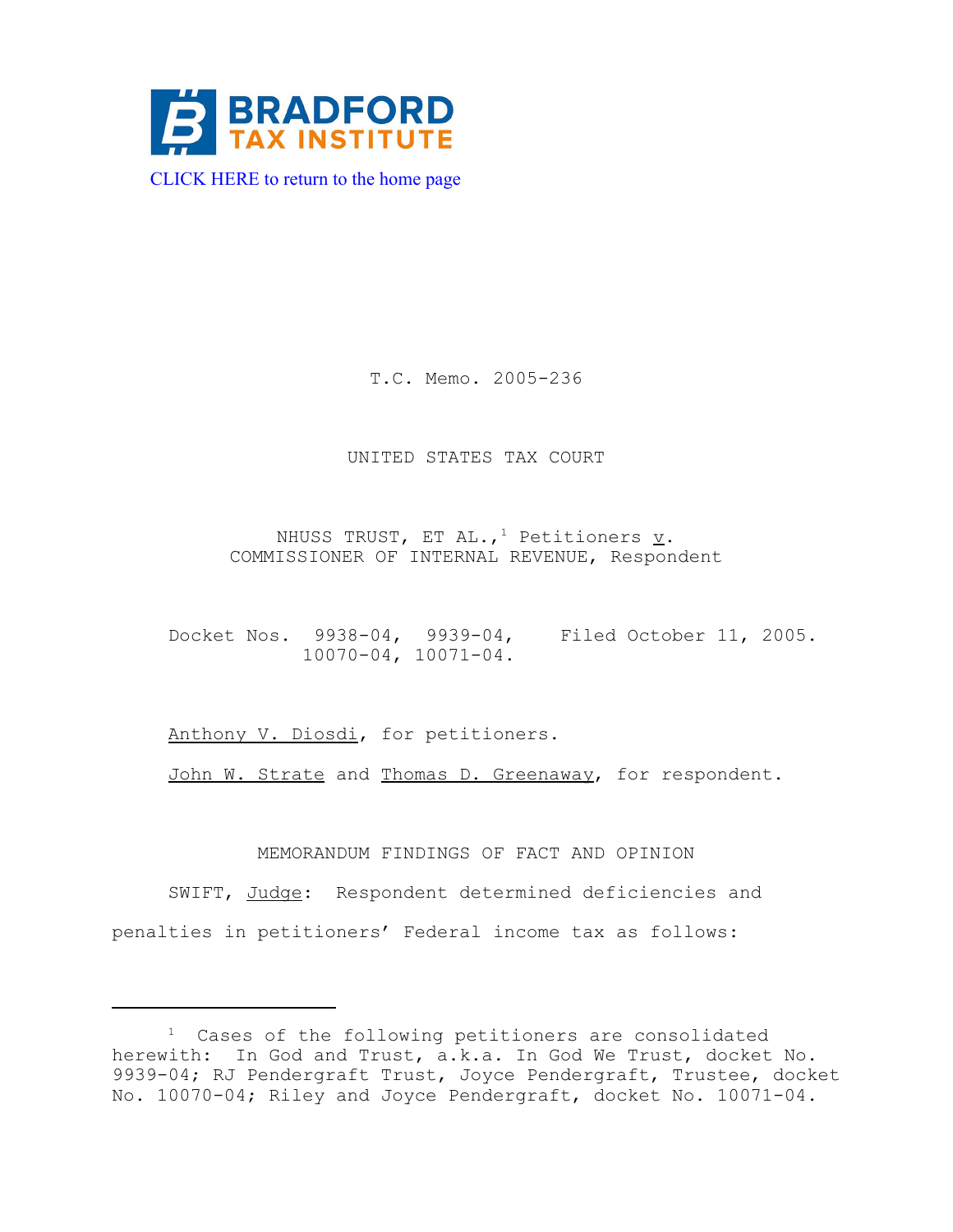BRADFORD TAX INSTITUTE

CLICK HERE to return to the home page

T.C. Memo. 2005-236

UNITED STATES TAX COURT

NHUSS TRUST, ET AL.,[1] Petitioners v. COMMISSIONER OF INTERNAL REVENUE, Respondent

Docket Nos. 9938-04, 9939-04, 10070-04, 10071-04. Filed October 11, 2005.

Anthony V. Diosdi, for petitioners.

John W. Strate and Thomas D. Greenaway, for respondent.

MEMORANDUM FINDINGS OF FACT AND OPINION

SWIFT, Judge: Respondent determined deficiencies and penalties in petitioners' Federal income tax as follows:

---

[1] Cases of the following petitioners are consolidated herewith: In God and Trust, a.k.a. In God We Trust, docket No. 9939-04; RJ Pendergraft Trust, Joyce Pendergraft, Trustee, docket No. 10070-04; Riley and Joyce Pendergraft, docket No. 10071-04.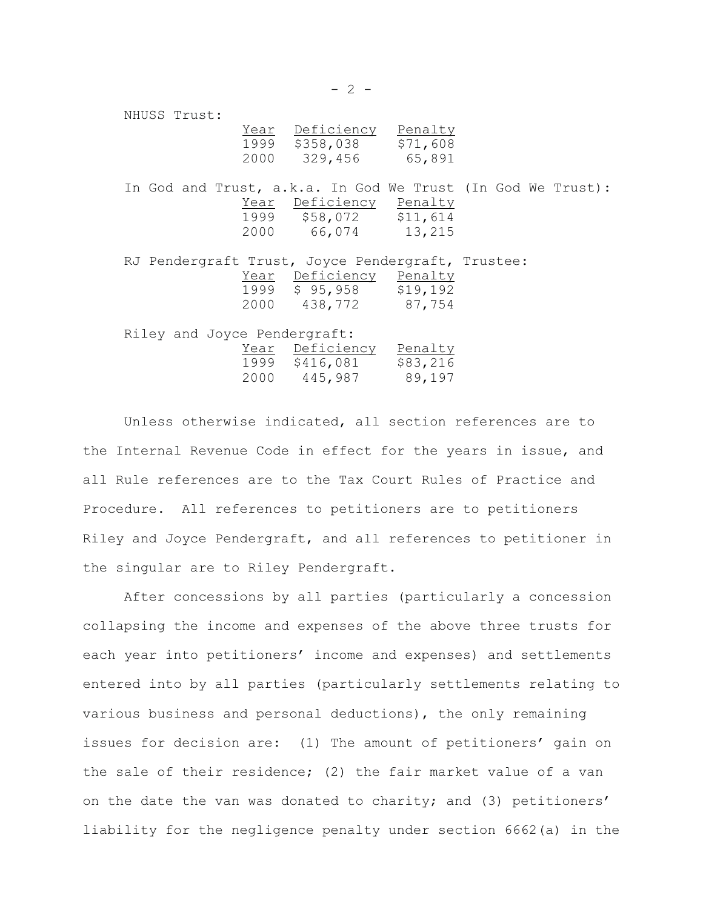NHUSS Trust:

| Year | Deficiency | Penalty |
|---|---|---|
| 1999 | $358,038 | $71,608 |
| 2000 | 329,456 | 65,891 |

In God and Trust, a.k.a. In God We Trust (In God We Trust):

| Year | Deficiency | Penalty |
|---|---|---|
| 1999 | $58,072 | $11,614 |
| 2000 | 66,074 | 13,215 |

RJ Pendergraft Trust, Joyce Pendergraft, Trustee:

| Year | Deficiency | Penalty |
|---|---|---|
| 1999 | $ 95,958 | $19,192 |
| 2000 | 438,772 | 87,754 |

Riley and Joyce Pendergraft:

| Year | Deficiency | Penalty |
|---|---|---|
| 1999 | $416,081 | $83,216 |
| 2000 | 445,987 | 89,197 |

Unless otherwise indicated, all section references are to the Internal Revenue Code in effect for the years in issue, and all Rule references are to the Tax Court Rules of Practice and Procedure. All references to petitioners are to petitioners Riley and Joyce Pendergraft, and all references to petitioner in the singular are to Riley Pendergraft.

After concessions by all parties (particularly a concession collapsing the income and expenses of the above three trusts for each year into petitioners' income and expenses) and settlements entered into by all parties (particularly settlements relating to various business and personal deductions), the only remaining issues for decision are: (1) The amount of petitioners' gain on the sale of their residence; (2) the fair market value of a van on the date the van was donated to charity; and (3) petitioners' liability for the negligence penalty under section 6662(a) in the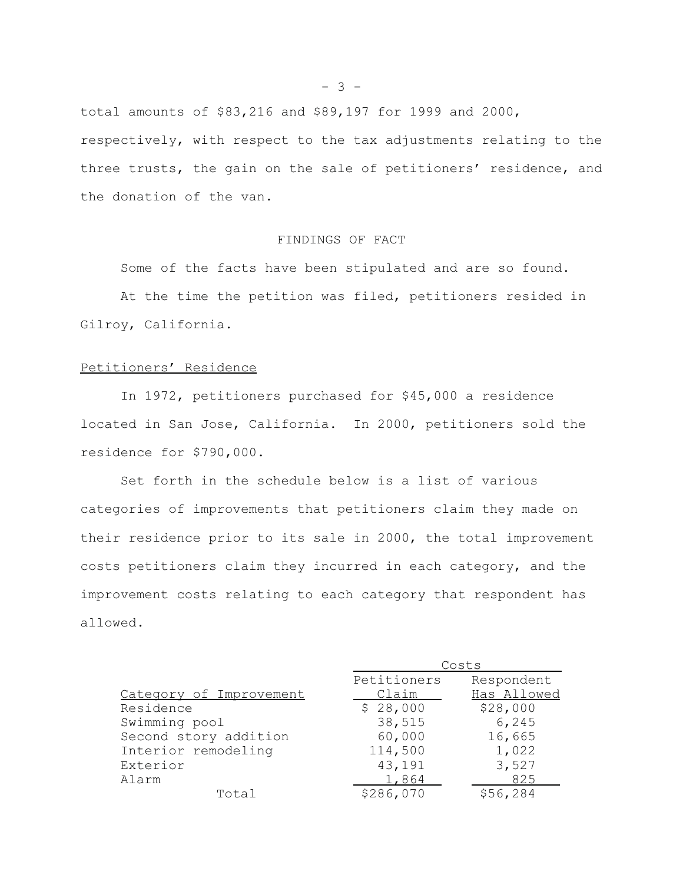total amounts of $83,216 and $89,197 for 1999 and 2000, respectively, with respect to the tax adjustments relating to the three trusts, the gain on the sale of petitioners' residence, and the donation of the van.

## FINDINGS OF FACT

Some of the facts have been stipulated and are so found.

At the time the petition was filed, petitioners resided in Gilroy, California.

### Petitioners' Residence

In 1972, petitioners purchased for $45,000 a residence located in San Jose, California. In 2000, petitioners sold the residence for $790,000.

Set forth in the schedule below is a list of various categories of improvements that petitioners claim they made on their residence prior to its sale in 2000, the total improvement costs petitioners claim they incurred in each category, and the improvement costs relating to each category that respondent has allowed.

| | Costs | |
|---|---|---|
| Category of Improvement | Petitioners Claim | Respondent Has Allowed |
| Residence | $ 28,000 | $28,000 |
| Swimming pool | 38,515 | 6,245 |
| Second story addition | 60,000 | 16,665 |
| Interior remodeling | 114,500 | 1,022 |
| Exterior | 43,191 | 3,527 |
| Alarm | 1,864 | 825 |
| Total | $286,070 | $56,284 |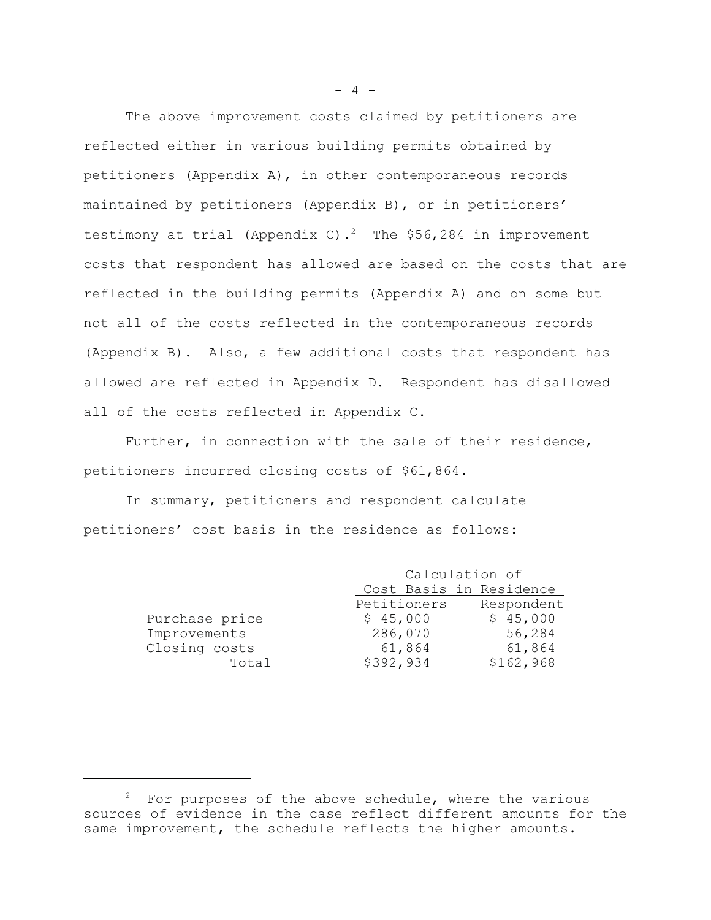The above improvement costs claimed by petitioners are reflected either in various building permits obtained by petitioners (Appendix A), in other contemporaneous records maintained by petitioners (Appendix B), or in petitioners' testimony at trial (Appendix C).[2] The $56,284 in improvement costs that respondent has allowed are based on the costs that are reflected in the building permits (Appendix A) and on some but not all of the costs reflected in the contemporaneous records (Appendix B). Also, a few additional costs that respondent has allowed are reflected in Appendix D. Respondent has disallowed all of the costs reflected in Appendix C.

Further, in connection with the sale of their residence, petitioners incurred closing costs of $61,864.

In summary, petitioners and respondent calculate petitioners' cost basis in the residence as follows:

| | Calculation of Cost Basis in Residence | |
|---|---|---|
| | Petitioners | Respondent |
| Purchase price | $ 45,000 | $ 45,000 |
| Improvements | 286,070 | 56,284 |
| Closing costs | 61,864 | 61,864 |
| Total | $392,934 | $162,968 |

---

[2] For purposes of the above schedule, where the various sources of evidence in the case reflect different amounts for the same improvement, the schedule reflects the higher amounts.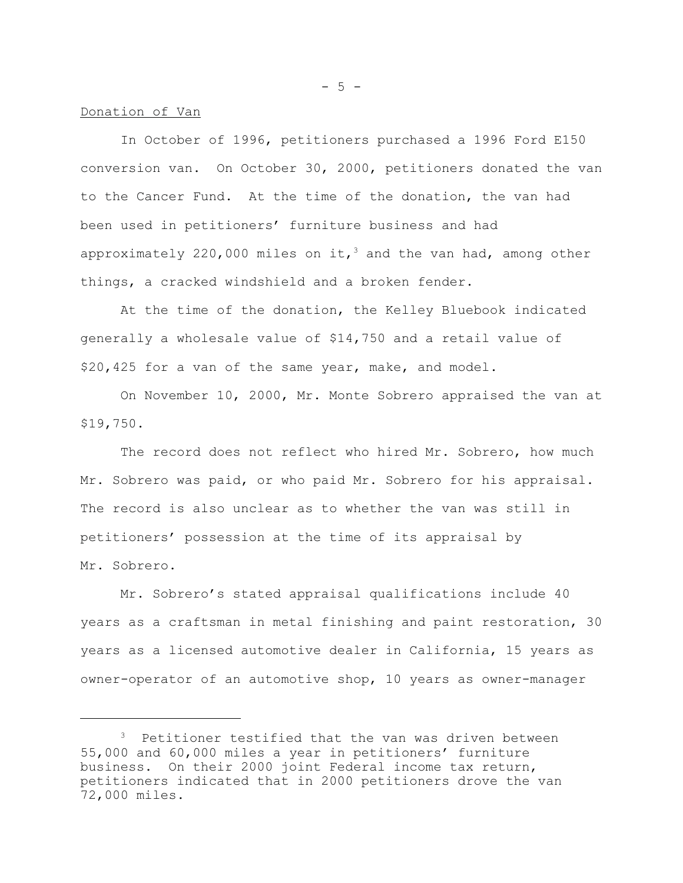Donation of Van

In October of 1996, petitioners purchased a 1996 Ford E150 conversion van. On October 30, 2000, petitioners donated the van to the Cancer Fund. At the time of the donation, the van had been used in petitioners' furniture business and had approximately 220,000 miles on it,[3] and the van had, among other things, a cracked windshield and a broken fender.

At the time of the donation, the Kelley Bluebook indicated generally a wholesale value of $14,750 and a retail value of $20,425 for a van of the same year, make, and model.

On November 10, 2000, Mr. Monte Sobrero appraised the van at $19,750.

The record does not reflect who hired Mr. Sobrero, how much Mr. Sobrero was paid, or who paid Mr. Sobrero for his appraisal. The record is also unclear as to whether the van was still in petitioners' possession at the time of its appraisal by Mr. Sobrero.

Mr. Sobrero's stated appraisal qualifications include 40 years as a craftsman in metal finishing and paint restoration, 30 years as a licensed automotive dealer in California, 15 years as owner-operator of an automotive shop, 10 years as owner-manager

---

[3] Petitioner testified that the van was driven between 55,000 and 60,000 miles a year in petitioners' furniture business. On their 2000 joint Federal income tax return, petitioners indicated that in 2000 petitioners drove the van 72,000 miles.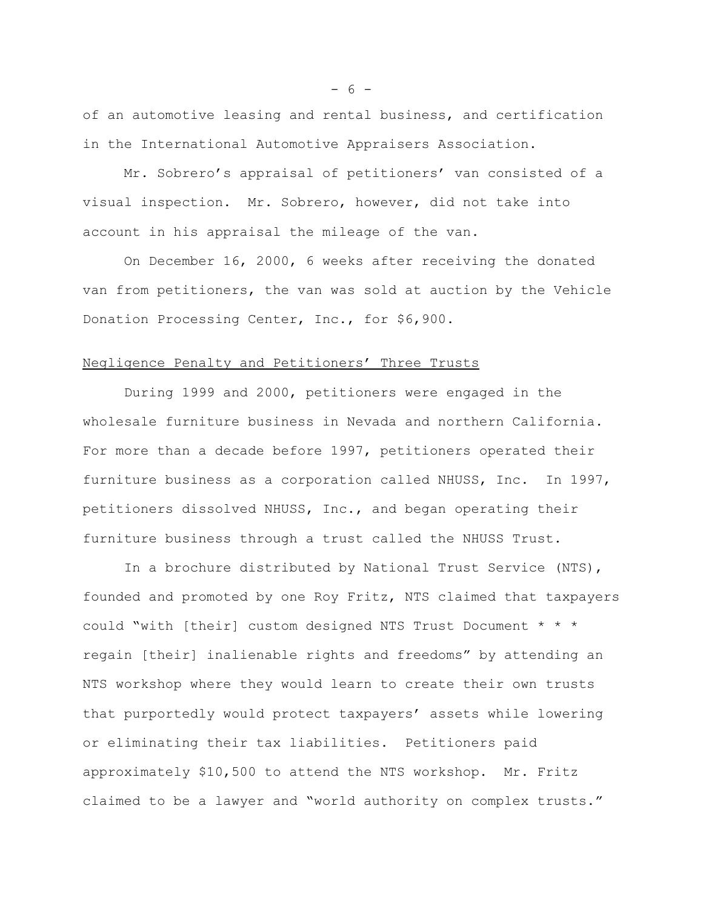of an automotive leasing and rental business, and certification in the International Automotive Appraisers Association.

Mr. Sobrero's appraisal of petitioners' van consisted of a visual inspection. Mr. Sobrero, however, did not take into account in his appraisal the mileage of the van.

On December 16, 2000, 6 weeks after receiving the donated van from petitioners, the van was sold at auction by the Vehicle Donation Processing Center, Inc., for $6,900.

## Negligence Penalty and Petitioners' Three Trusts

During 1999 and 2000, petitioners were engaged in the wholesale furniture business in Nevada and northern California. For more than a decade before 1997, petitioners operated their furniture business as a corporation called NHUSS, Inc. In 1997, petitioners dissolved NHUSS, Inc., and began operating their furniture business through a trust called the NHUSS Trust.

In a brochure distributed by National Trust Service (NTS), founded and promoted by one Roy Fritz, NTS claimed that taxpayers could "with [their] custom designed NTS Trust Document * * * regain [their] inalienable rights and freedoms" by attending an NTS workshop where they would learn to create their own trusts that purportedly would protect taxpayers' assets while lowering or eliminating their tax liabilities. Petitioners paid approximately $10,500 to attend the NTS workshop. Mr. Fritz claimed to be a lawyer and "world authority on complex trusts."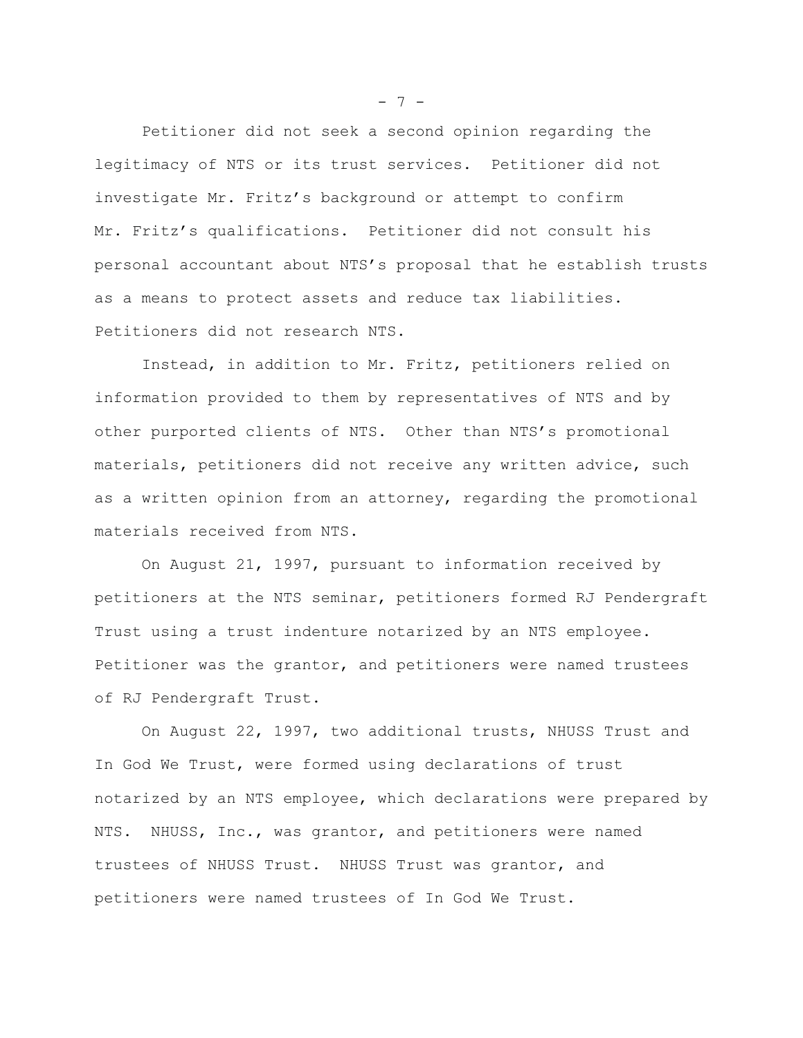Petitioner did not seek a second opinion regarding the legitimacy of NTS or its trust services. Petitioner did not investigate Mr. Fritz's background or attempt to confirm Mr. Fritz's qualifications. Petitioner did not consult his personal accountant about NTS's proposal that he establish trusts as a means to protect assets and reduce tax liabilities. Petitioners did not research NTS.

Instead, in addition to Mr. Fritz, petitioners relied on information provided to them by representatives of NTS and by other purported clients of NTS. Other than NTS's promotional materials, petitioners did not receive any written advice, such as a written opinion from an attorney, regarding the promotional materials received from NTS.

On August 21, 1997, pursuant to information received by petitioners at the NTS seminar, petitioners formed RJ Pendergraft Trust using a trust indenture notarized by an NTS employee. Petitioner was the grantor, and petitioners were named trustees of RJ Pendergraft Trust.

On August 22, 1997, two additional trusts, NHUSS Trust and In God We Trust, were formed using declarations of trust notarized by an NTS employee, which declarations were prepared by NTS. NHUSS, Inc., was grantor, and petitioners were named trustees of NHUSS Trust. NHUSS Trust was grantor, and petitioners were named trustees of In God We Trust.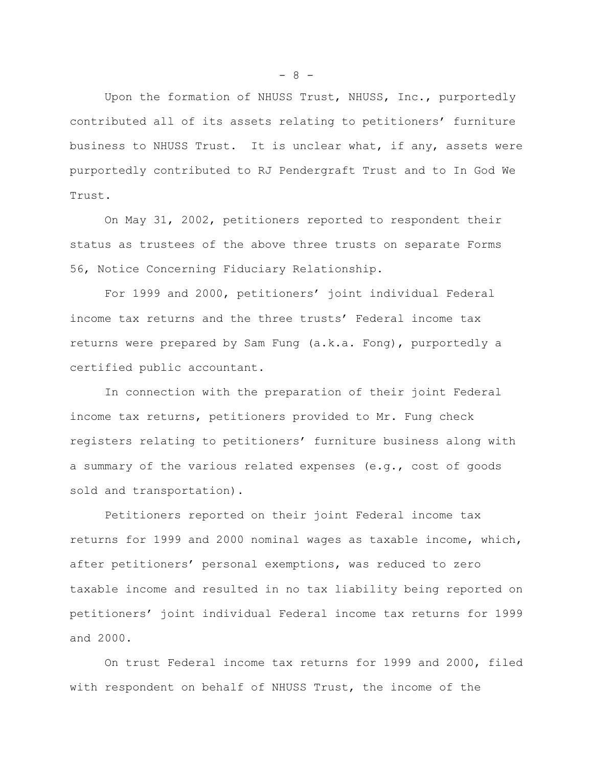Upon the formation of NHUSS Trust, NHUSS, Inc., purportedly contributed all of its assets relating to petitioners' furniture business to NHUSS Trust. It is unclear what, if any, assets were purportedly contributed to RJ Pendergraft Trust and to In God We Trust.

On May 31, 2002, petitioners reported to respondent their status as trustees of the above three trusts on separate Forms 56, Notice Concerning Fiduciary Relationship.

For 1999 and 2000, petitioners' joint individual Federal income tax returns and the three trusts' Federal income tax returns were prepared by Sam Fung (a.k.a. Fong), purportedly a certified public accountant.

In connection with the preparation of their joint Federal income tax returns, petitioners provided to Mr. Fung check registers relating to petitioners' furniture business along with a summary of the various related expenses (e.g., cost of goods sold and transportation).

Petitioners reported on their joint Federal income tax returns for 1999 and 2000 nominal wages as taxable income, which, after petitioners' personal exemptions, was reduced to zero taxable income and resulted in no tax liability being reported on petitioners' joint individual Federal income tax returns for 1999 and 2000.

On trust Federal income tax returns for 1999 and 2000, filed with respondent on behalf of NHUSS Trust, the income of the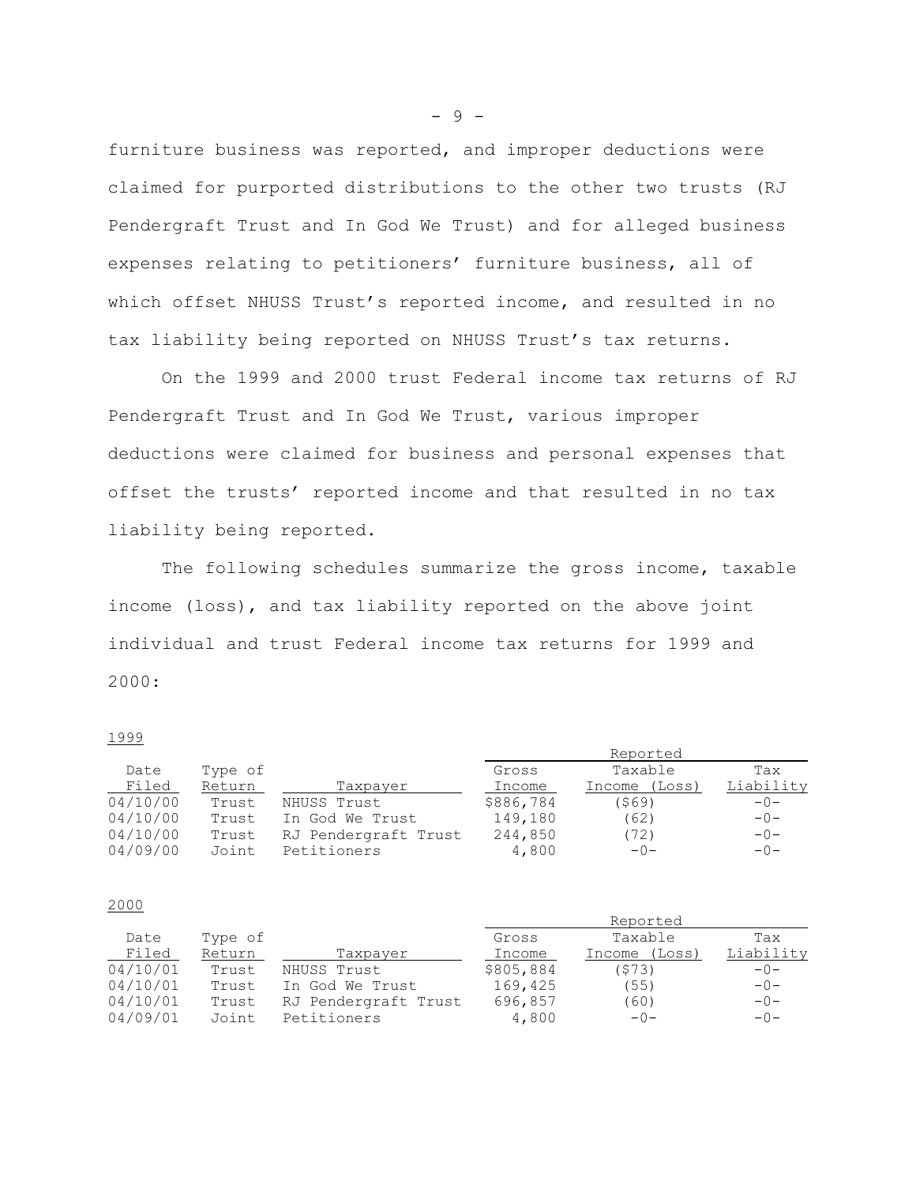furniture business was reported, and improper deductions were claimed for purported distributions to the other two trusts (RJ Pendergraft Trust and In God We Trust) and for alleged business expenses relating to petitioners' furniture business, all of which offset NHUSS Trust's reported income, and resulted in no tax liability being reported on NHUSS Trust's tax returns.

On the 1999 and 2000 trust Federal income tax returns of RJ Pendergraft Trust and In God We Trust, various improper deductions were claimed for business and personal expenses that offset the trusts' reported income and that resulted in no tax liability being reported.

The following schedules summarize the gross income, taxable income (loss), and tax liability reported on the above joint individual and trust Federal income tax returns for 1999 and 2000:

1999

| | | | Reported | | |
|---|---|---|---|---|---|
| Date Filed | Type of Return | Taxpayer | Gross Income | Taxable Income (Loss) | Tax Liability |
| 04/10/00 | Trust | NHUSS Trust | $886,784 | ($69) | -0- |
| 04/10/00 | Trust | In God We Trust | 149,180 | (62) | -0- |
| 04/10/00 | Trust | RJ Pendergraft Trust | 244,850 | (72) | -0- |
| 04/09/00 | Joint | Petitioners | 4,800 | -0- | -0- |

2000

| | | | Reported | | |
|---|---|---|---|---|---|
| Date Filed | Type of Return | Taxpayer | Gross Income | Taxable Income (Loss) | Tax Liability |
| 04/10/01 | Trust | NHUSS Trust | $805,884 | ($73) | -0- |
| 04/10/01 | Trust | In God We Trust | 169,425 | (55) | -0- |
| 04/10/01 | Trust | RJ Pendergraft Trust | 696,857 | (60) | -0- |
| 04/09/01 | Joint | Petitioners | 4,800 | -0- | -0- |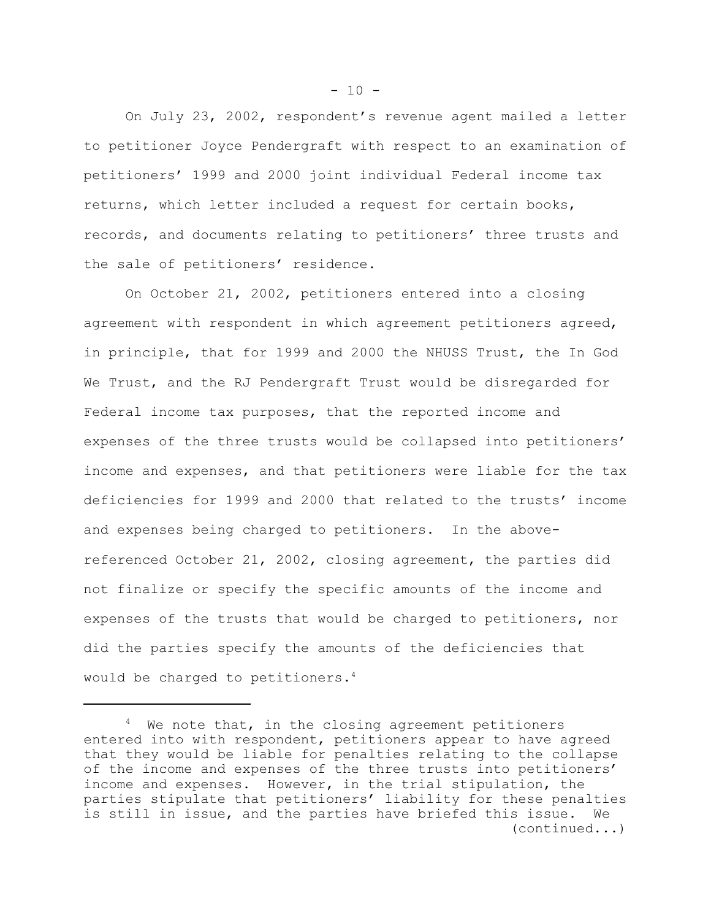On July 23, 2002, respondent's revenue agent mailed a letter to petitioner Joyce Pendergraft with respect to an examination of petitioners' 1999 and 2000 joint individual Federal income tax returns, which letter included a request for certain books, records, and documents relating to petitioners' three trusts and the sale of petitioners' residence.

On October 21, 2002, petitioners entered into a closing agreement with respondent in which agreement petitioners agreed, in principle, that for 1999 and 2000 the NHUSS Trust, the In God We Trust, and the RJ Pendergraft Trust would be disregarded for Federal income tax purposes, that the reported income and expenses of the three trusts would be collapsed into petitioners' income and expenses, and that petitioners were liable for the tax deficiencies for 1999 and 2000 that related to the trusts' income and expenses being charged to petitioners. In the above-referenced October 21, 2002, closing agreement, the parties did not finalize or specify the specific amounts of the income and expenses of the trusts that would be charged to petitioners, nor did the parties specify the amounts of the deficiencies that would be charged to petitioners.[4]

---

[4] We note that, in the closing agreement petitioners entered into with respondent, petitioners appear to have agreed that they would be liable for penalties relating to the collapse of the income and expenses of the three trusts into petitioners' income and expenses. However, in the trial stipulation, the parties stipulate that petitioners' liability for these penalties is still in issue, and the parties have briefed this issue. We (continued...)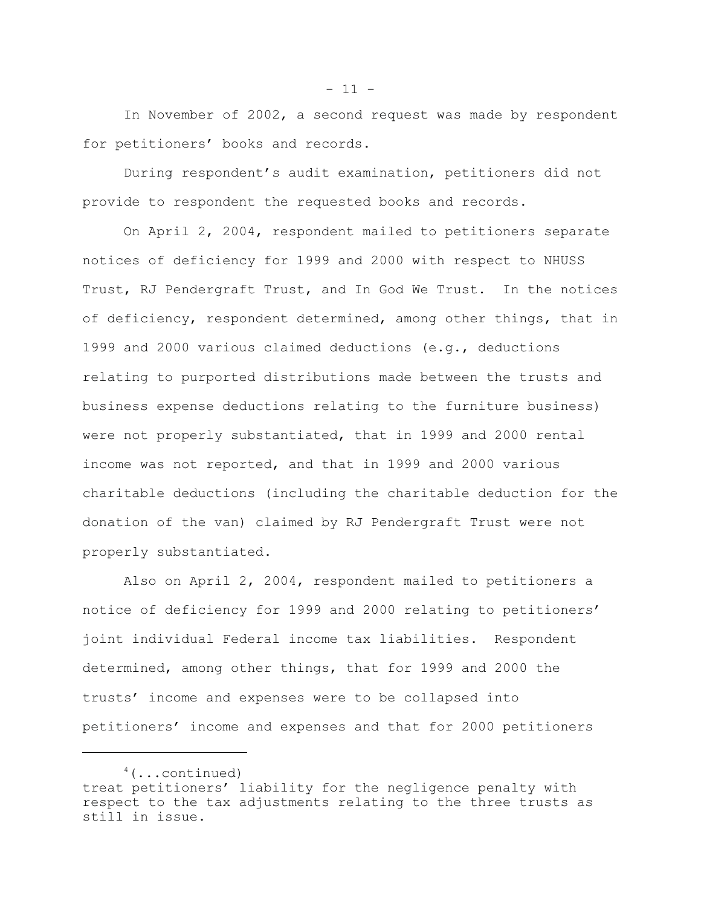In November of 2002, a second request was made by respondent for petitioners' books and records.

During respondent's audit examination, petitioners did not provide to respondent the requested books and records.

On April 2, 2004, respondent mailed to petitioners separate notices of deficiency for 1999 and 2000 with respect to NHUSS Trust, RJ Pendergraft Trust, and In God We Trust. In the notices of deficiency, respondent determined, among other things, that in 1999 and 2000 various claimed deductions (e.g., deductions relating to purported distributions made between the trusts and business expense deductions relating to the furniture business) were not properly substantiated, that in 1999 and 2000 rental income was not reported, and that in 1999 and 2000 various charitable deductions (including the charitable deduction for the donation of the van) claimed by RJ Pendergraft Trust were not properly substantiated.

Also on April 2, 2004, respondent mailed to petitioners a notice of deficiency for 1999 and 2000 relating to petitioners' joint individual Federal income tax liabilities. Respondent determined, among other things, that for 1999 and 2000 the trusts' income and expenses were to be collapsed into petitioners' income and expenses and that for 2000 petitioners

---

[4](...continued)
treat petitioners' liability for the negligence penalty with respect to the tax adjustments relating to the three trusts as still in issue.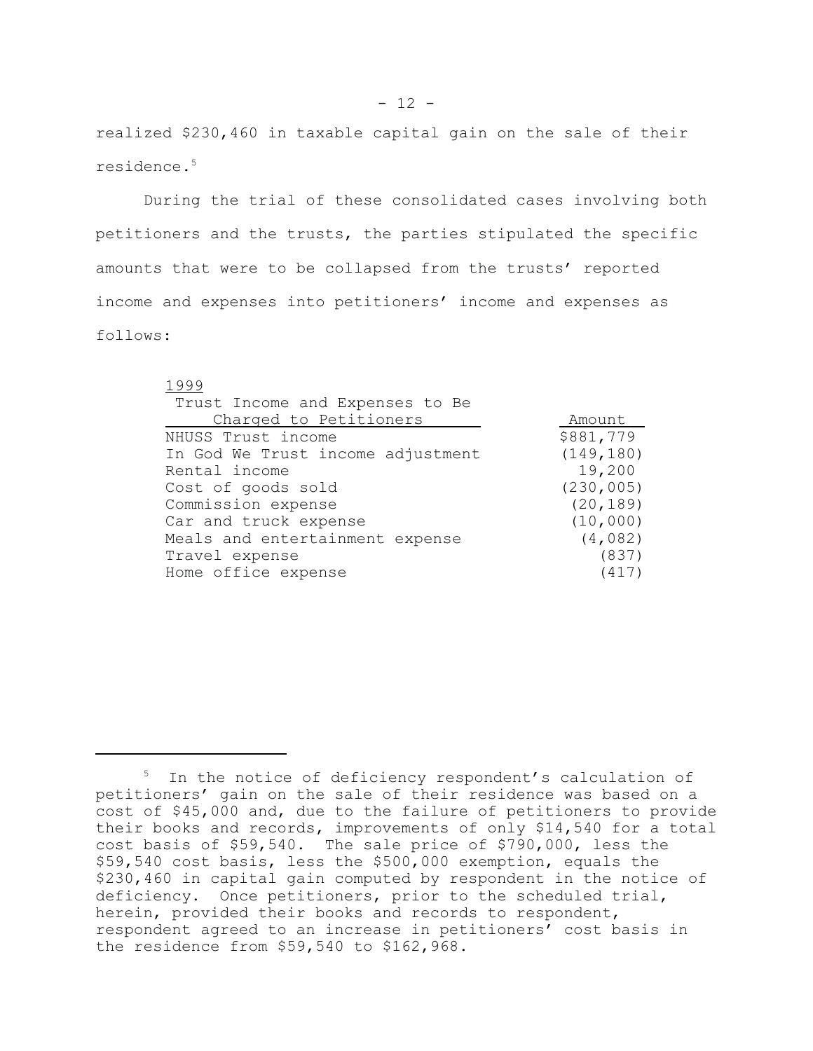realized $230,460 in taxable capital gain on the sale of their residence.[5]

During the trial of these consolidated cases involving both petitioners and the trusts, the parties stipulated the specific amounts that were to be collapsed from the trusts' reported income and expenses into petitioners' income and expenses as follows:

1999

| Trust Income and Expenses to Be Charged to Petitioners | Amount |
|---|---|
| NHUSS Trust income | $881,779 |
| In God We Trust income adjustment | (149,180) |
| Rental income | 19,200 |
| Cost of goods sold | (230,005) |
| Commission expense | (20,189) |
| Car and truck expense | (10,000) |
| Meals and entertainment expense | (4,082) |
| Travel expense | (837) |
| Home office expense | (417) |

---

[5] In the notice of deficiency respondent's calculation of petitioners' gain on the sale of their residence was based on a cost of $45,000 and, due to the failure of petitioners to provide their books and records, improvements of only $14,540 for a total cost basis of $59,540. The sale price of $790,000, less the $59,540 cost basis, less the $500,000 exemption, equals the $230,460 in capital gain computed by respondent in the notice of deficiency. Once petitioners, prior to the scheduled trial, herein, provided their books and records to respondent, respondent agreed to an increase in petitioners' cost basis in the residence from $59,540 to $162,968.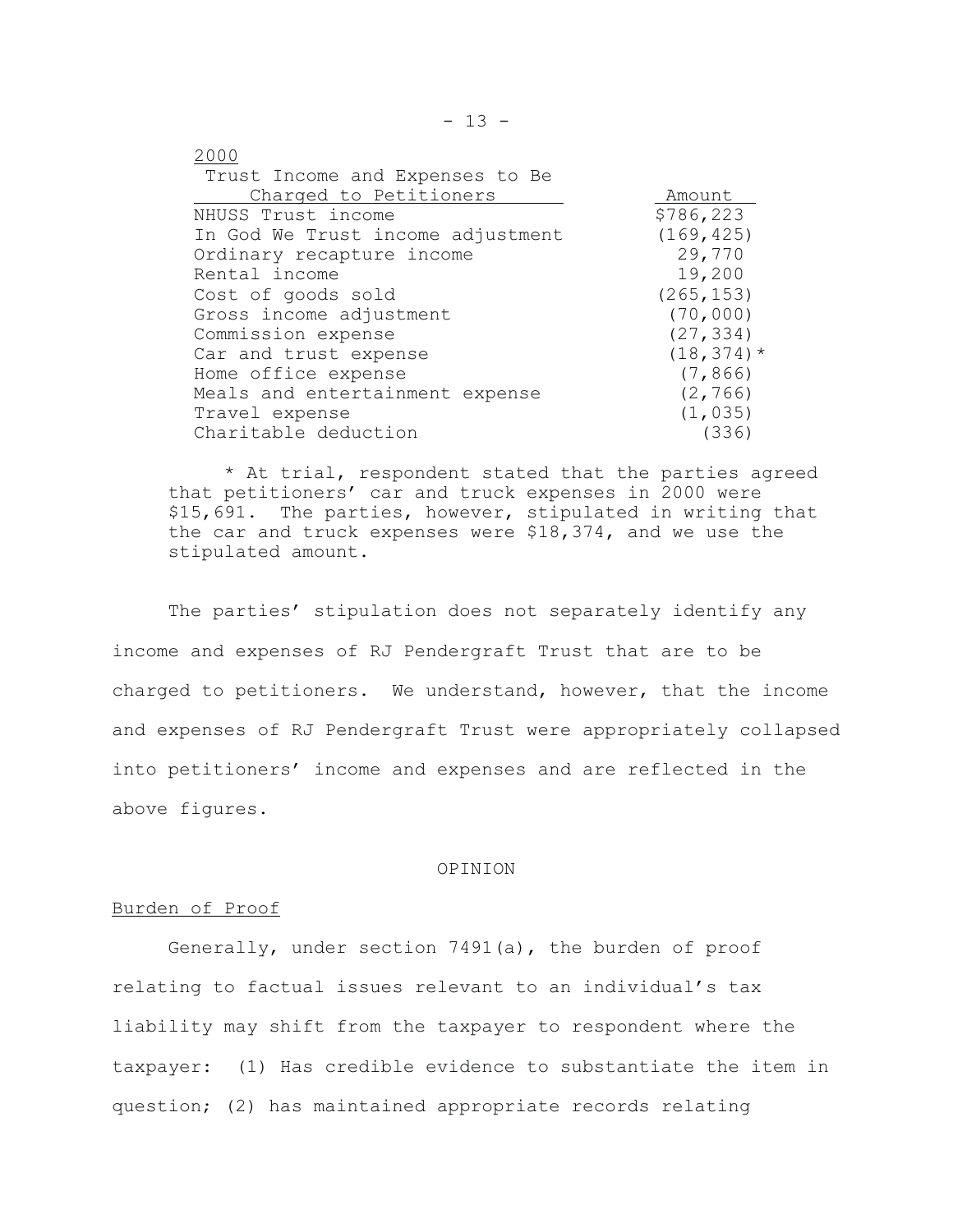2000

| Trust Income and Expenses to Be Charged to Petitioners | Amount |
|---|---|
| NHUSS Trust income | $786,223 |
| In God We Trust income adjustment | (169,425) |
| Ordinary recapture income | 29,770 |
| Rental income | 19,200 |
| Cost of goods sold | (265,153) |
| Gross income adjustment | (70,000) |
| Commission expense | (27,334) |
| Car and trust expense | (18,374)* |
| Home office expense | (7,866) |
| Meals and entertainment expense | (2,766) |
| Travel expense | (1,035) |
| Charitable deduction | (336) |

\* At trial, respondent stated that the parties agreed that petitioners' car and truck expenses in 2000 were $15,691. The parties, however, stipulated in writing that the car and truck expenses were $18,374, and we use the stipulated amount.

The parties' stipulation does not separately identify any income and expenses of RJ Pendergraft Trust that are to be charged to petitioners. We understand, however, that the income and expenses of RJ Pendergraft Trust were appropriately collapsed into petitioners' income and expenses and are reflected in the above figures.

## OPINION

### Burden of Proof

Generally, under section 7491(a), the burden of proof relating to factual issues relevant to an individual's tax liability may shift from the taxpayer to respondent where the taxpayer: (1) Has credible evidence to substantiate the item in question; (2) has maintained appropriate records relating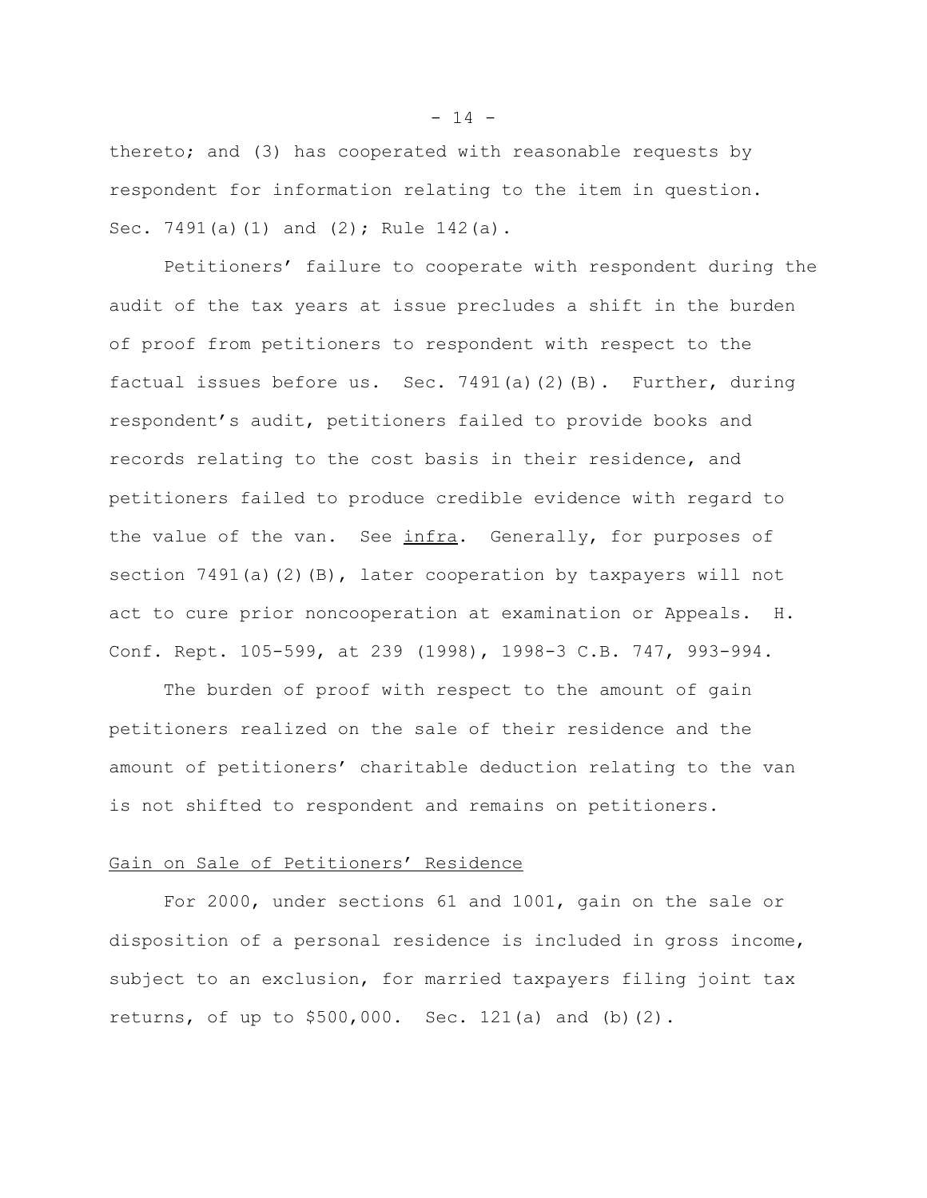thereto; and (3) has cooperated with reasonable requests by respondent for information relating to the item in question. Sec. 7491(a)(1) and (2); Rule 142(a).

Petitioners' failure to cooperate with respondent during the audit of the tax years at issue precludes a shift in the burden of proof from petitioners to respondent with respect to the factual issues before us. Sec. 7491(a)(2)(B). Further, during respondent's audit, petitioners failed to provide books and records relating to the cost basis in their residence, and petitioners failed to produce credible evidence with regard to the value of the van. See <u>infra</u>. Generally, for purposes of section 7491(a)(2)(B), later cooperation by taxpayers will not act to cure prior noncooperation at examination or Appeals. H. Conf. Rept. 105-599, at 239 (1998), 1998-3 C.B. 747, 993-994.

The burden of proof with respect to the amount of gain petitioners realized on the sale of their residence and the amount of petitioners' charitable deduction relating to the van is not shifted to respondent and remains on petitioners.

<u>Gain on Sale of Petitioners' Residence</u>

For 2000, under sections 61 and 1001, gain on the sale or disposition of a personal residence is included in gross income, subject to an exclusion, for married taxpayers filing joint tax returns, of up to $500,000. Sec. 121(a) and (b)(2).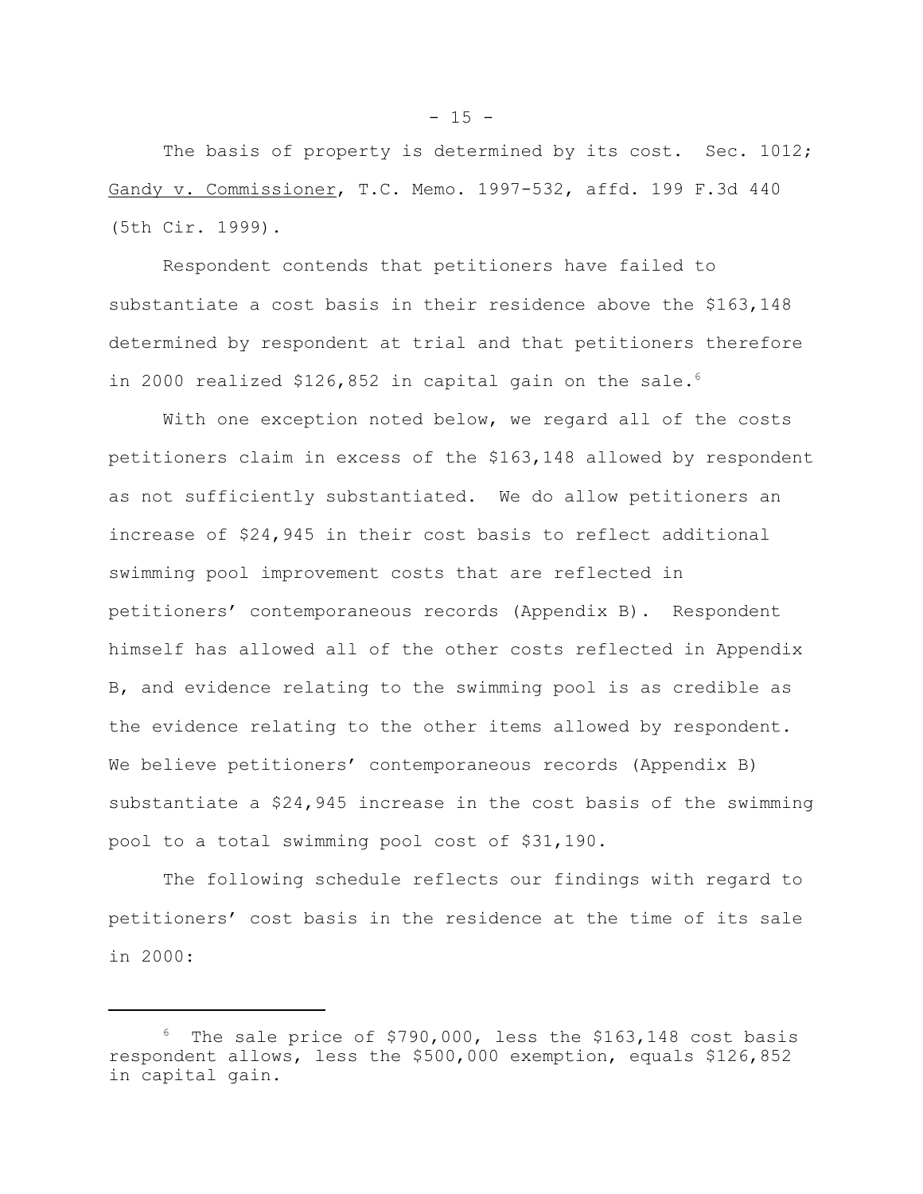The basis of property is determined by its cost. Sec. 1012; Gandy v. Commissioner, T.C. Memo. 1997-532, affd. 199 F.3d 440 (5th Cir. 1999).

Respondent contends that petitioners have failed to substantiate a cost basis in their residence above the $163,148 determined by respondent at trial and that petitioners therefore in 2000 realized $126,852 in capital gain on the sale.[6]

With one exception noted below, we regard all of the costs petitioners claim in excess of the $163,148 allowed by respondent as not sufficiently substantiated. We do allow petitioners an increase of $24,945 in their cost basis to reflect additional swimming pool improvement costs that are reflected in petitioners' contemporaneous records (Appendix B). Respondent himself has allowed all of the other costs reflected in Appendix B, and evidence relating to the swimming pool is as credible as the evidence relating to the other items allowed by respondent. We believe petitioners' contemporaneous records (Appendix B) substantiate a $24,945 increase in the cost basis of the swimming pool to a total swimming pool cost of $31,190.

The following schedule reflects our findings with regard to petitioners' cost basis in the residence at the time of its sale in 2000:

---

[6] The sale price of $790,000, less the $163,148 cost basis respondent allows, less the $500,000 exemption, equals $126,852 in capital gain.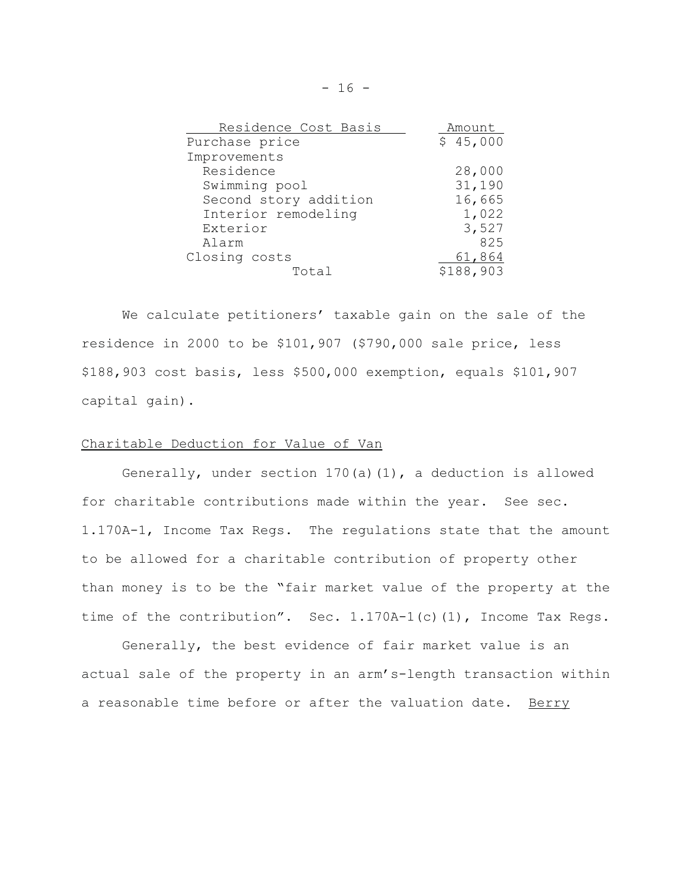| Residence Cost Basis | Amount |
|---|---|
| Purchase price | $ 45,000 |
| Improvements | |
| Residence | 28,000 |
| Swimming pool | 31,190 |
| Second story addition | 16,665 |
| Interior remodeling | 1,022 |
| Exterior | 3,527 |
| Alarm | 825 |
| Closing costs | 61,864 |
| Total | $188,903 |

We calculate petitioners' taxable gain on the sale of the residence in 2000 to be $101,907 ($790,000 sale price, less $188,903 cost basis, less $500,000 exemption, equals $101,907 capital gain).

Charitable Deduction for Value of Van

Generally, under section 170(a)(1), a deduction is allowed for charitable contributions made within the year. See sec. 1.170A-1, Income Tax Regs. The regulations state that the amount to be allowed for a charitable contribution of property other than money is to be the "fair market value of the property at the time of the contribution". Sec. 1.170A-1(c)(1), Income Tax Regs.

Generally, the best evidence of fair market value is an actual sale of the property in an arm's-length transaction within a reasonable time before or after the valuation date. Berry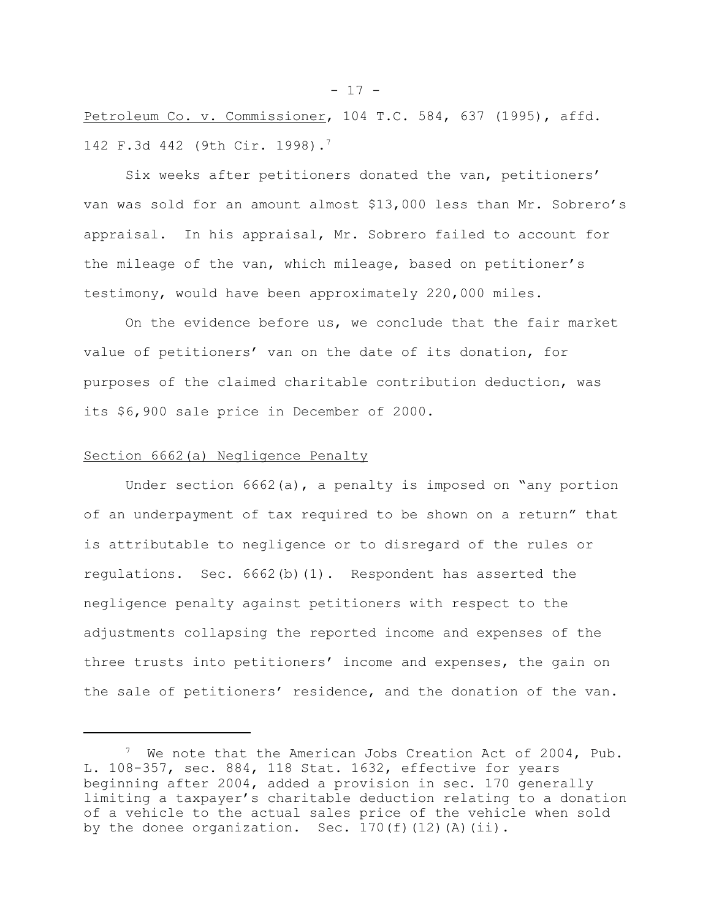Petroleum Co. v. Commissioner, 104 T.C. 584, 637 (1995), affd. 142 F.3d 442 (9th Cir. 1998).[7]

Six weeks after petitioners donated the van, petitioners' van was sold for an amount almost $13,000 less than Mr. Sobrero's appraisal. In his appraisal, Mr. Sobrero failed to account for the mileage of the van, which mileage, based on petitioner's testimony, would have been approximately 220,000 miles.

On the evidence before us, we conclude that the fair market value of petitioners' van on the date of its donation, for purposes of the claimed charitable contribution deduction, was its $6,900 sale price in December of 2000.

## Section 6662(a) Negligence Penalty

Under section 6662(a), a penalty is imposed on "any portion of an underpayment of tax required to be shown on a return" that is attributable to negligence or to disregard of the rules or regulations. Sec. 6662(b)(1). Respondent has asserted the negligence penalty against petitioners with respect to the adjustments collapsing the reported income and expenses of the three trusts into petitioners' income and expenses, the gain on the sale of petitioners' residence, and the donation of the van.

---

[7] We note that the American Jobs Creation Act of 2004, Pub. L. 108-357, sec. 884, 118 Stat. 1632, effective for years beginning after 2004, added a provision in sec. 170 generally limiting a taxpayer's charitable deduction relating to a donation of a vehicle to the actual sales price of the vehicle when sold by the donee organization. Sec. 170(f)(12)(A)(ii).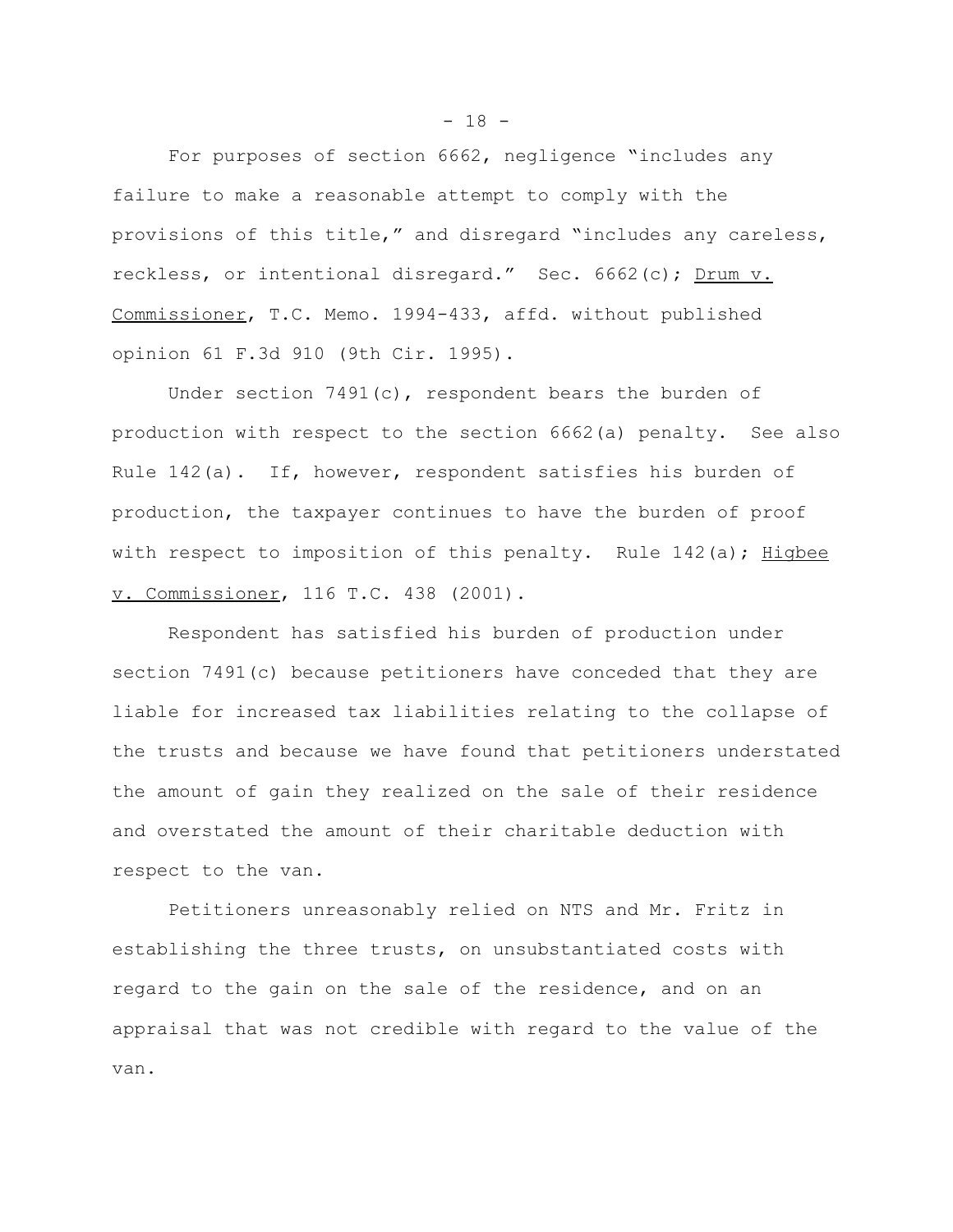For purposes of section 6662, negligence "includes any failure to make a reasonable attempt to comply with the provisions of this title," and disregard "includes any careless, reckless, or intentional disregard." Sec. 6662(c); Drum v. Commissioner, T.C. Memo. 1994-433, affd. without published opinion 61 F.3d 910 (9th Cir. 1995).

Under section 7491(c), respondent bears the burden of production with respect to the section 6662(a) penalty. See also Rule 142(a). If, however, respondent satisfies his burden of production, the taxpayer continues to have the burden of proof with respect to imposition of this penalty. Rule 142(a); Higbee v. Commissioner, 116 T.C. 438 (2001).

Respondent has satisfied his burden of production under section 7491(c) because petitioners have conceded that they are liable for increased tax liabilities relating to the collapse of the trusts and because we have found that petitioners understated the amount of gain they realized on the sale of their residence and overstated the amount of their charitable deduction with respect to the van.

Petitioners unreasonably relied on NTS and Mr. Fritz in establishing the three trusts, on unsubstantiated costs with regard to the gain on the sale of the residence, and on an appraisal that was not credible with regard to the value of the van.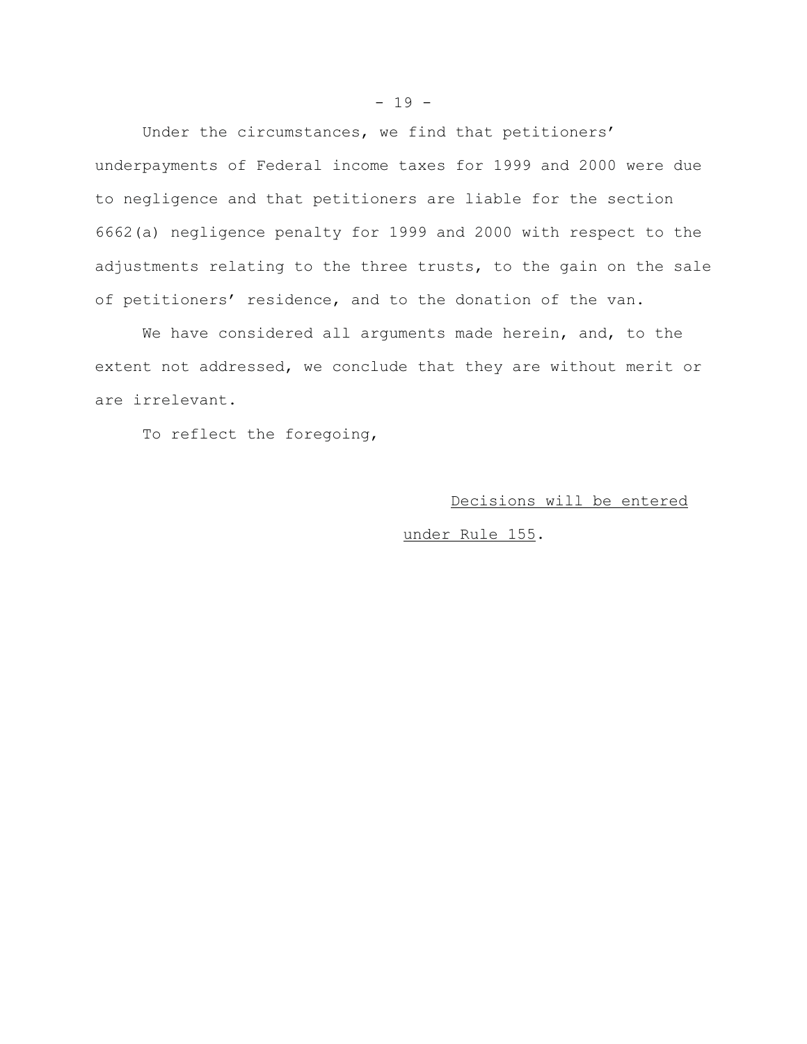Under the circumstances, we find that petitioners' underpayments of Federal income taxes for 1999 and 2000 were due to negligence and that petitioners are liable for the section 6662(a) negligence penalty for 1999 and 2000 with respect to the adjustments relating to the three trusts, to the gain on the sale of petitioners' residence, and to the donation of the van.

We have considered all arguments made herein, and, to the extent not addressed, we conclude that they are without merit or are irrelevant.

To reflect the foregoing,

Decisions will be entered under Rule 155.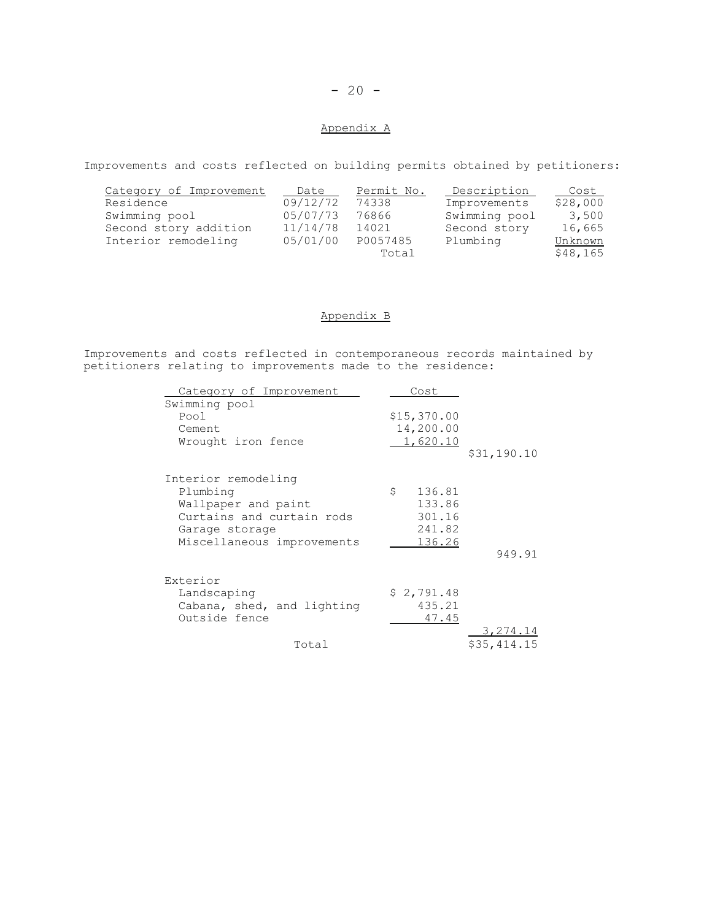## Appendix A

Improvements and costs reflected on building permits obtained by petitioners:

| Category of Improvement | Date | Permit No. | Description | Cost |
|---|---|---|---|---|
| Residence | 09/12/72 | 74338 | Improvements | $28,000 |
| Swimming pool | 05/07/73 | 76866 | Swimming pool | 3,500 |
| Second story addition | 11/14/78 | 14021 | Second story | 16,665 |
| Interior remodeling | 05/01/00 | P0057485 | Plumbing | Unknown |
| | | Total | | $48,165 |

## Appendix B

Improvements and costs reflected in contemporaneous records maintained by petitioners relating to improvements made to the residence:

| Category of Improvement | Cost | |
|---|---|---|
| Swimming pool | | |
| Pool | $15,370.00 | |
| Cement | 14,200.00 | |
| Wrought iron fence | 1,620.10 | |
| | | $31,190.10 |
| Interior remodeling | | |
| Plumbing | $ 136.81 | |
| Wallpaper and paint | 133.86 | |
| Curtains and curtain rods | 301.16 | |
| Garage storage | 241.82 | |
| Miscellaneous improvements | 136.26 | |
| | | 949.91 |
| Exterior | | |
| Landscaping | $ 2,791.48 | |
| Cabana, shed, and lighting | 435.21 | |
| Outside fence | 47.45 | |
| | | 3,274.14 |
| Total | | $35,414.15 |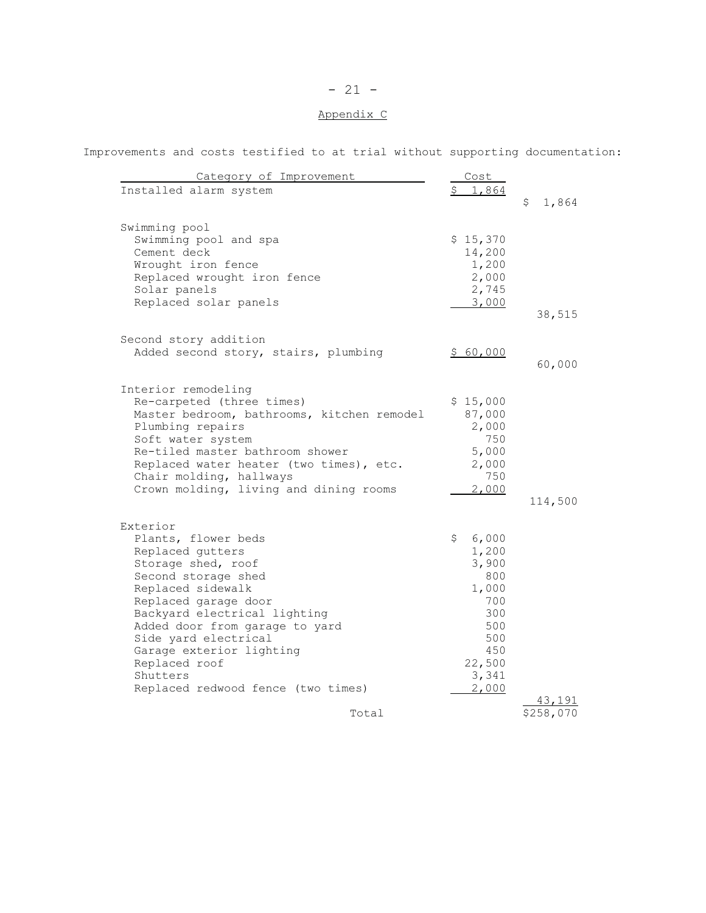## Appendix C

Improvements and costs testified to at trial without supporting documentation:

| Category of Improvement | Cost | |
|---|---|---|
| Installed alarm system | $ 1,864 | $ 1,864 |
| | | |
| Swimming pool | | |
| Swimming pool and spa | $ 15,370 | |
| Cement deck | 14,200 | |
| Wrought iron fence | 1,200 | |
| Replaced wrought iron fence | 2,000 | |
| Solar panels | 2,745 | |
| Replaced solar panels | 3,000 | |
| | | 38,515 |
| | | |
| Second story addition | | |
| Added second story, stairs, plumbing | $ 60,000 | |
| | | 60,000 |
| | | |
| Interior remodeling | | |
| Re-carpeted (three times) | $ 15,000 | |
| Master bedroom, bathrooms, kitchen remodel | 87,000 | |
| Plumbing repairs | 2,000 | |
| Soft water system | 750 | |
| Re-tiled master bathroom shower | 5,000 | |
| Replaced water heater (two times), etc. | 2,000 | |
| Chair molding, hallways | 750 | |
| Crown molding, living and dining rooms | 2,000 | |
| | | 114,500 |
| | | |
| Exterior | | |
| Plants, flower beds | $ 6,000 | |
| Replaced gutters | 1,200 | |
| Storage shed, roof | 3,900 | |
| Second storage shed | 800 | |
| Replaced sidewalk | 1,000 | |
| Replaced garage door | 700 | |
| Backyard electrical lighting | 300 | |
| Added door from garage to yard | 500 | |
| Side yard electrical | 500 | |
| Garage exterior lighting | 450 | |
| Replaced roof | 22,500 | |
| Shutters | 3,341 | |
| Replaced redwood fence (two times) | 2,000 | |
| | | 43,191 |
| Total | | $258,070 |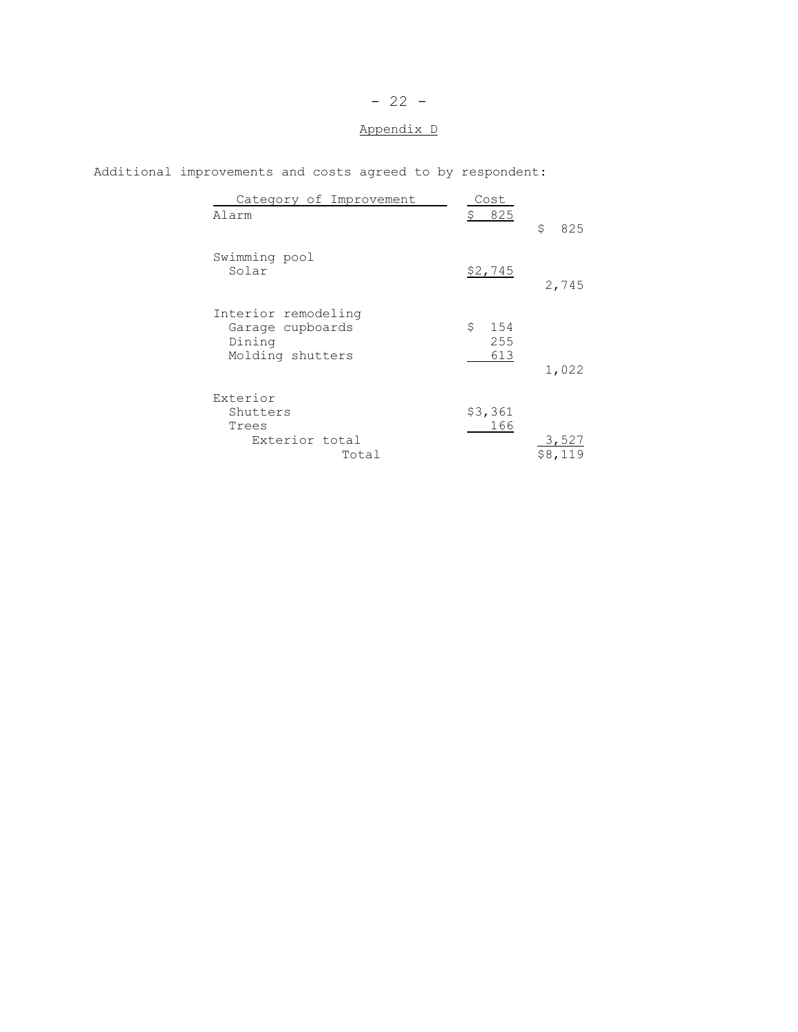## Appendix D

Additional improvements and costs agreed to by respondent:

| Category of Improvement | Cost | |
|---|---|---|
| Alarm | $ 825 | $ 825 |
| Swimming pool | | |
| Solar | $2,745 | 2,745 |
| Interior remodeling | | |
| Garage cupboards | $ 154 | |
| Dining | 255 | |
| Molding shutters | 613 | 1,022 |
| Exterior | | |
| Shutters | $3,361 | |
| Trees | 166 | |
| Exterior total | | 3,527 |
| Total | | $8,119 |